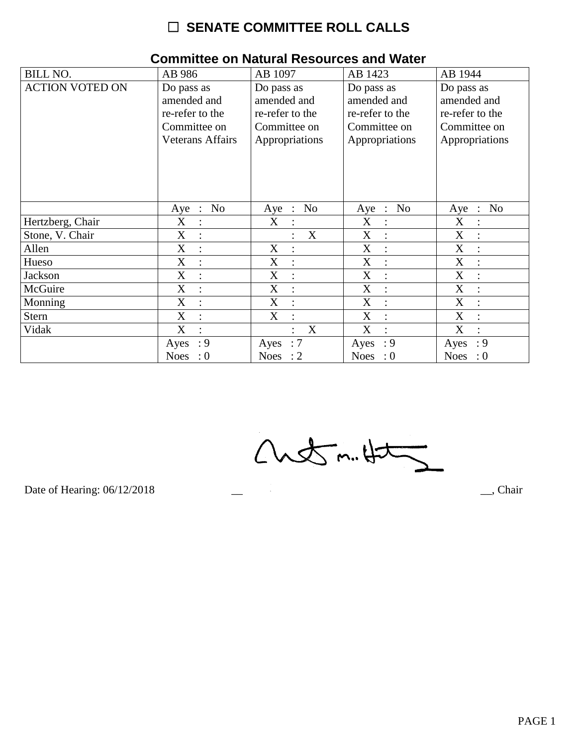# ☐ SENATE COMMITTEE ROLL CALLS

## Committee on Natural Resources and Water

| BILL NO. | AB 986 | AB 1097 | AB 1423 | AB 1944 |
|---|---|---|---|---|
| ACTION VOTED ON | Do pass as amended and re-refer to the Committee on Veterans Affairs | Do pass as amended and re-refer to the Committee on Appropriations | Do pass as amended and re-refer to the Committee on Appropriations | Do pass as amended and re-refer to the Committee on Appropriations |
| | Aye : No | Aye : No | Aye : No | Aye : No |
| Hertzberg, Chair | X : | X : | X : | X : |
| Stone, V. Chair | X : | : X | X : | X : |
| Allen | X : | X : | X : | X : |
| Hueso | X : | X : | X : | X : |
| Jackson | X : | X : | X : | X : |
| McGuire | X : | X : | X : | X : |
| Monning | X : | X : | X : | X : |
| Stern | X : | X : | X : | X : |
| Vidak | X : | : X | X : | X : |
| | Ayes : 9<br>Noes : 0 | Ayes : 7<br>Noes : 2 | Ayes : 9<br>Noes : 0 | Ayes : 9<br>Noes : 0 |

Date of Hearing: 06/12/2018 __ __, Chair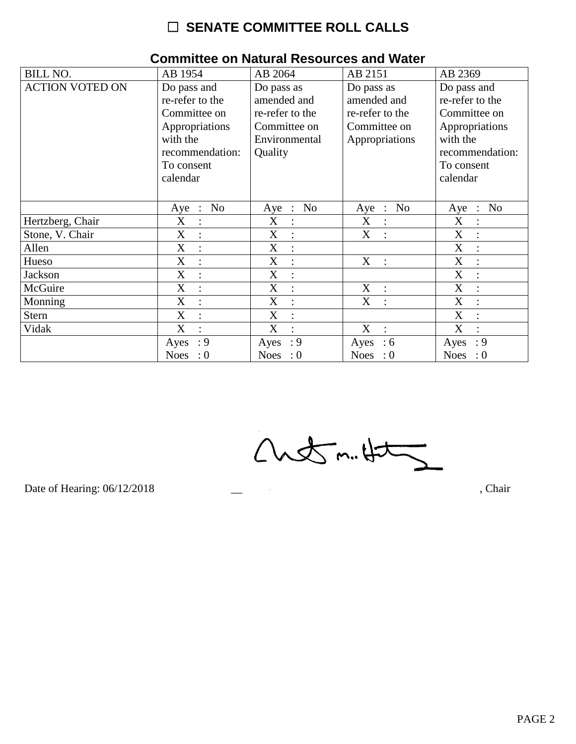# ☐ SENATE COMMITTEE ROLL CALLS

## Committee on Natural Resources and Water

| BILL NO. | AB 1954 | AB 2064 | AB 2151 | AB 2369 |
|---|---|---|---|---|
| ACTION VOTED ON | Do pass and re-refer to the Committee on Appropriations with the recommendation: To consent calendar | Do pass as amended and re-refer to the Committee on Environmental Quality | Do pass as amended and re-refer to the Committee on Appropriations | Do pass and re-refer to the Committee on Appropriations with the recommendation: To consent calendar |
| | Aye : No | Aye : No | Aye : No | Aye : No |
| Hertzberg, Chair | X : | X : | X : | X : |
| Stone, V. Chair | X : | X : | X : | X : |
| Allen | X : | X : | | X : |
| Hueso | X : | X : | X : | X : |
| Jackson | X : | X : | | X : |
| McGuire | X : | X : | X : | X : |
| Monning | X : | X : | X : | X : |
| Stern | X : | X : | | X : |
| Vidak | X : | X : | X : | X : |
| | Ayes : 9<br>Noes : 0 | Ayes : 9<br>Noes : 0 | Ayes : 6<br>Noes : 0 | Ayes : 9<br>Noes : 0 |

Date of Hearing: 06/12/2018 ____________________________________, Chair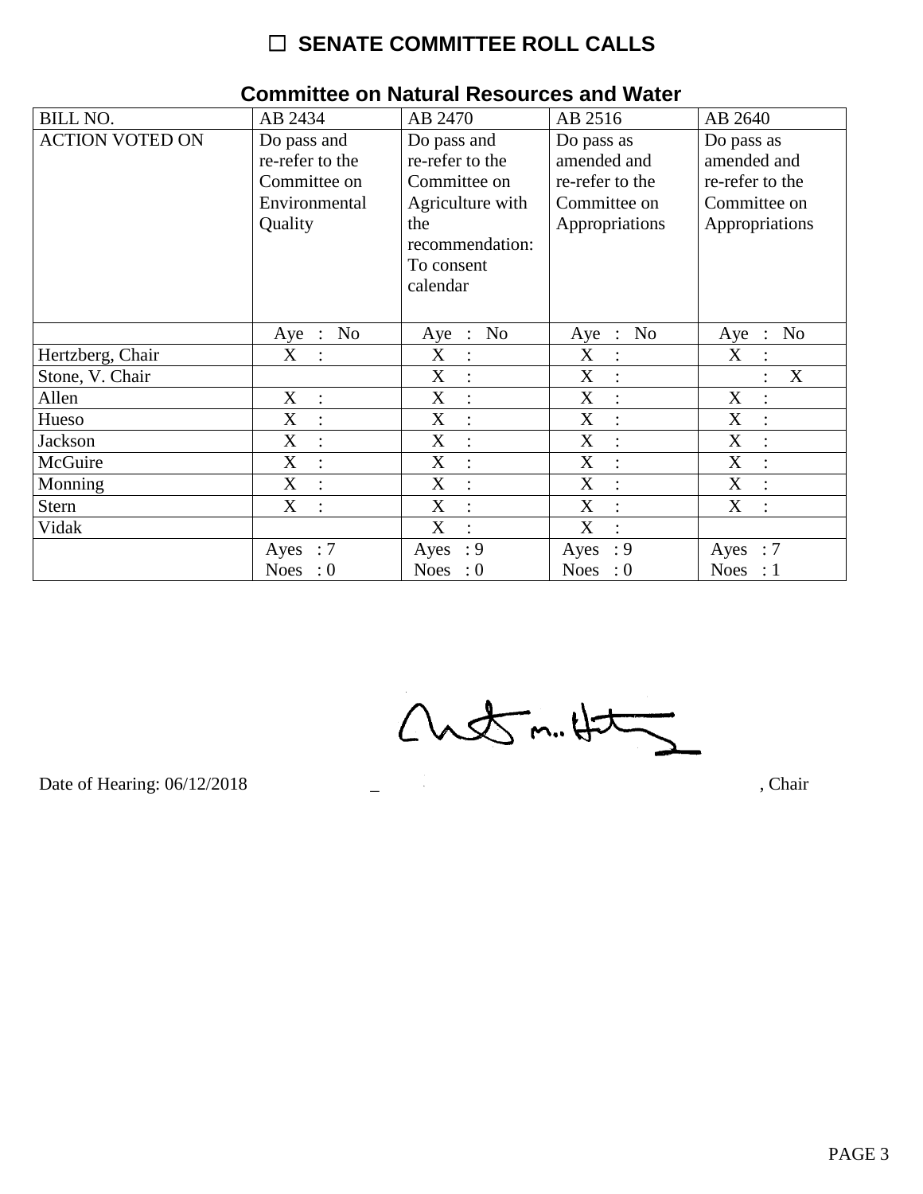# ☐ SENATE COMMITTEE ROLL CALLS

## Committee on Natural Resources and Water

| BILL NO. | AB 2434 | AB 2470 | AB 2516 | AB 2640 |
|---|---|---|---|---|
| ACTION VOTED ON | Do pass and re-refer to the Committee on Environmental Quality | Do pass and re-refer to the Committee on Agriculture with the recommendation: To consent calendar | Do pass as amended and re-refer to the Committee on Appropriations | Do pass as amended and re-refer to the Committee on Appropriations |
| | Aye : No | Aye : No | Aye : No | Aye : No |
| Hertzberg, Chair | X : | X : | X : | X : |
| Stone, V. Chair | | X : | X : | : X |
| Allen | X : | X : | X : | X : |
| Hueso | X : | X : | X : | X : |
| Jackson | X : | X : | X : | X : |
| McGuire | X : | X : | X : | X : |
| Monning | X : | X : | X : | X : |
| Stern | X : | X : | X : | X : |
| Vidak | | X : | X : | |
| | Ayes : 7<br>Noes : 0 | Ayes : 9<br>Noes : 0 | Ayes : 9<br>Noes : 0 | Ayes : 7<br>Noes : 1 |

Date of Hearing: 06/12/2018 _______________________________ , Chair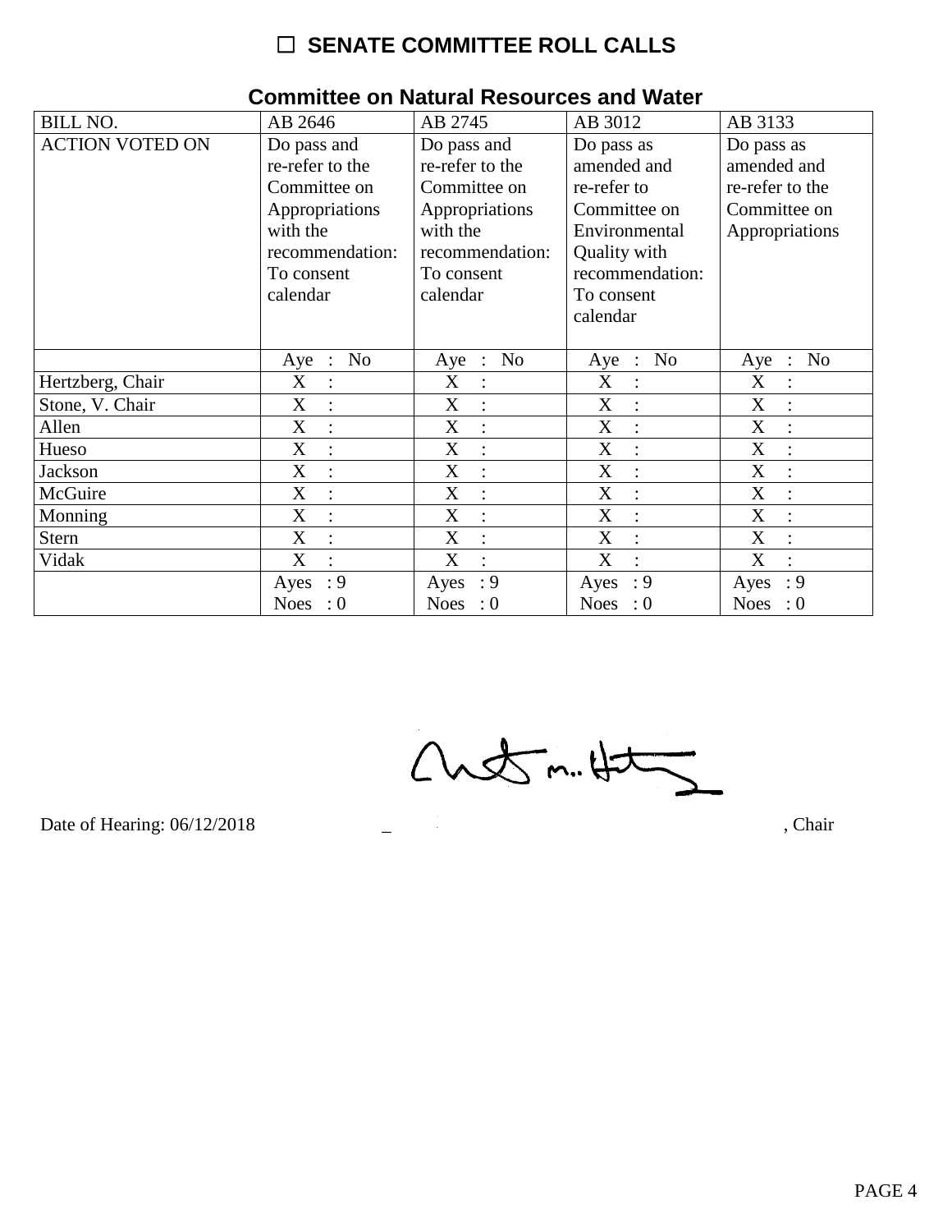## ☐ SENATE COMMITTEE ROLL CALLS

### Committee on Natural Resources and Water

| BILL NO. | AB 2646 | AB 2745 | AB 3012 | AB 3133 |
|---|---|---|---|---|
| ACTION VOTED ON | Do pass and re-refer to the Committee on Appropriations with the recommendation: To consent calendar | Do pass and re-refer to the Committee on Appropriations with the recommendation: To consent calendar | Do pass as amended and re-refer to Committee on Environmental Quality with recommendation: To consent calendar | Do pass as amended and re-refer to the Committee on Appropriations |
| | Aye : No | Aye : No | Aye : No | Aye : No |
| Hertzberg, Chair | X : | X : | X : | X : |
| Stone, V. Chair | X : | X : | X : | X : |
| Allen | X : | X : | X : | X : |
| Hueso | X : | X : | X : | X : |
| Jackson | X : | X : | X : | X : |
| McGuire | X : | X : | X : | X : |
| Monning | X : | X : | X : | X : |
| Stern | X : | X : | X : | X : |
| Vidak | X : | X : | X : | X : |
| | Ayes : 9 Noes : 0 | Ayes : 9 Noes : 0 | Ayes : 9 Noes : 0 | Ayes : 9 Noes : 0 |

Date of Hearing: 06/12/2018 _______________________________, Chair